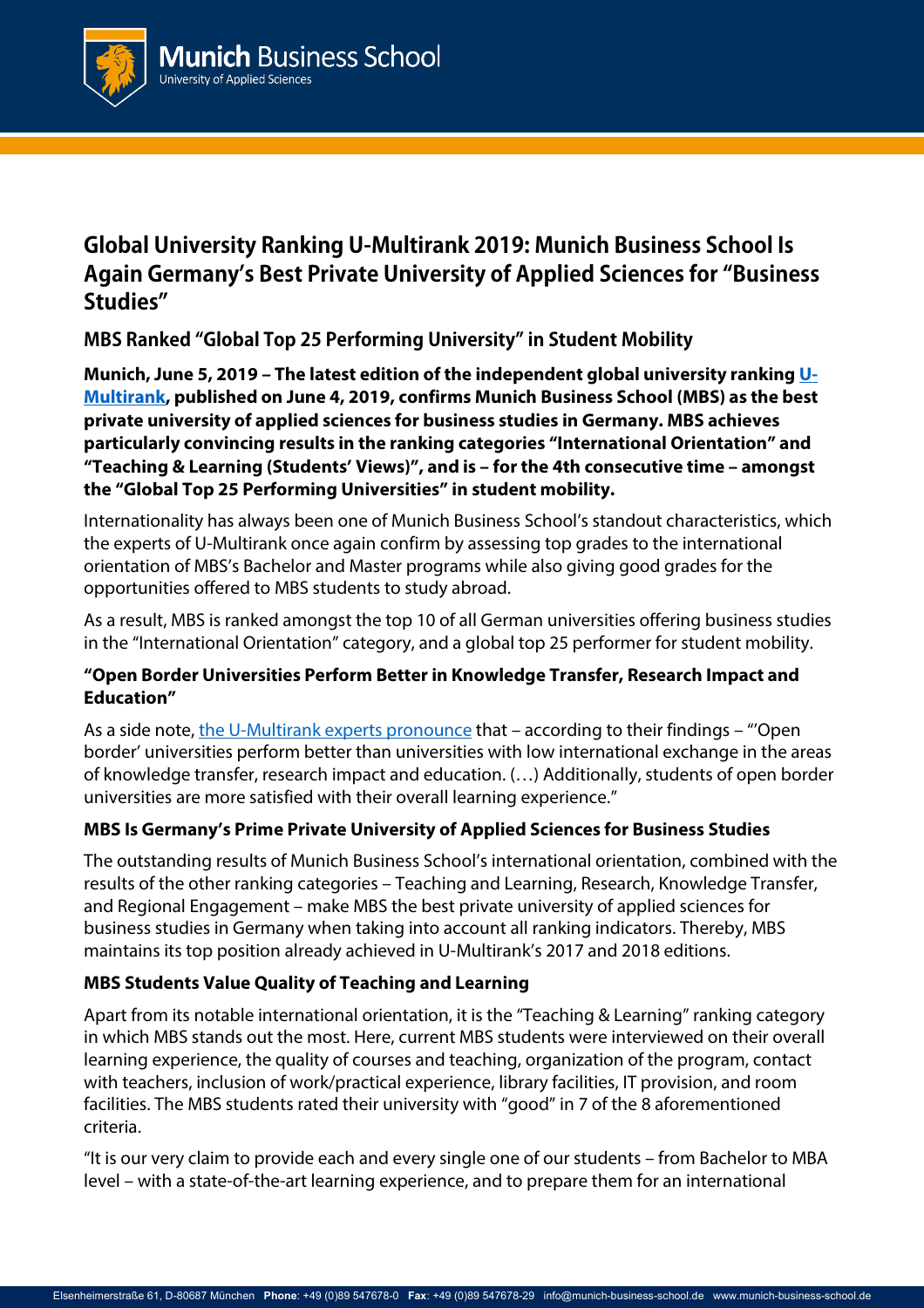# Global University Ranking U-Multirank 2019: Munich Business School Is Again Germany's Best Private University of Applied Sciences for "Business Studies"

## MBS Ranked "Global Top 25 Performing University" in Student Mobility

**Munich, June 5, 2019 – The latest edition of the independent global university ranking [U-Multirank](), published on June 4, 2019, confirms Munich Business School (MBS) as the best private university of applied sciences for business studies in Germany. MBS achieves particularly convincing results in the ranking categories "International Orientation" and "Teaching & Learning (Students' Views)", and is – for the 4th consecutive time – amongst the "Global Top 25 Performing Universities" in student mobility.**

Internationality has always been one of Munich Business School's standout characteristics, which the experts of U-Multirank once again confirm by assessing top grades to the international orientation of MBS's Bachelor and Master programs while also giving good grades for the opportunities offered to MBS students to study abroad.

As a result, MBS is ranked amongst the top 10 of all German universities offering business studies in the "International Orientation" category, and a global top 25 performer for student mobility.

### "Open Border Universities Perform Better in Knowledge Transfer, Research Impact and Education"

As a side note, [the U-Multirank experts pronounce]() that – according to their findings – "'Open border' universities perform better than universities with low international exchange in the areas of knowledge transfer, research impact and education. (…) Additionally, students of open border universities are more satisfied with their overall learning experience."

### MBS Is Germany's Prime Private University of Applied Sciences for Business Studies

The outstanding results of Munich Business School's international orientation, combined with the results of the other ranking categories – Teaching and Learning, Research, Knowledge Transfer, and Regional Engagement – make MBS the best private university of applied sciences for business studies in Germany when taking into account all ranking indicators. Thereby, MBS maintains its top position already achieved in U-Multirank's 2017 and 2018 editions.

### MBS Students Value Quality of Teaching and Learning

Apart from its notable international orientation, it is the "Teaching & Learning" ranking category in which MBS stands out the most. Here, current MBS students were interviewed on their overall learning experience, the quality of courses and teaching, organization of the program, contact with teachers, inclusion of work/practical experience, library facilities, IT provision, and room facilities. The MBS students rated their university with "good" in 7 of the 8 aforementioned criteria.

"It is our very claim to provide each and every single one of our students – from Bachelor to MBA level – with a state-of-the-art learning experience, and to prepare them for an international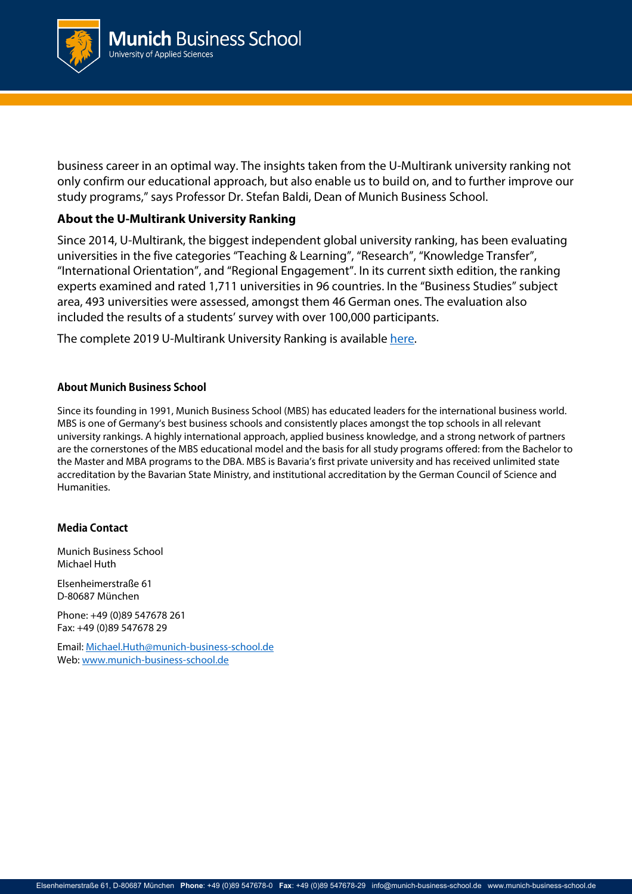business career in an optimal way. The insights taken from the U-Multirank university ranking not only confirm our educational approach, but also enable us to build on, and to further improve our study programs," says Professor Dr. Stefan Baldi, Dean of Munich Business School.

## About the U-Multirank University Ranking

Since 2014, U-Multirank, the biggest independent global university ranking, has been evaluating universities in the five categories "Teaching & Learning", "Research", "Knowledge Transfer", "International Orientation", and "Regional Engagement". In its current sixth edition, the ranking experts examined and rated 1,711 universities in 96 countries. In the "Business Studies" subject area, 493 universities were assessed, amongst them 46 German ones. The evaluation also included the results of a students' survey with over 100,000 participants.

The complete 2019 U-Multirank University Ranking is available here.

### About Munich Business School

Since its founding in 1991, Munich Business School (MBS) has educated leaders for the international business world. MBS is one of Germany's best business schools and consistently places amongst the top schools in all relevant university rankings. A highly international approach, applied business knowledge, and a strong network of partners are the cornerstones of the MBS educational model and the basis for all study programs offered: from the Bachelor to the Master and MBA programs to the DBA. MBS is Bavaria's first private university and has received unlimited state accreditation by the Bavarian State Ministry, and institutional accreditation by the German Council of Science and Humanities.

### Media Contact

Munich Business School
Michael Huth

Elsenheimerstraße 61
D-80687 München

Phone: +49 (0)89 547678 261
Fax: +49 (0)89 547678 29

Email: Michael.Huth@munich-business-school.de
Web: www.munich-business-school.de